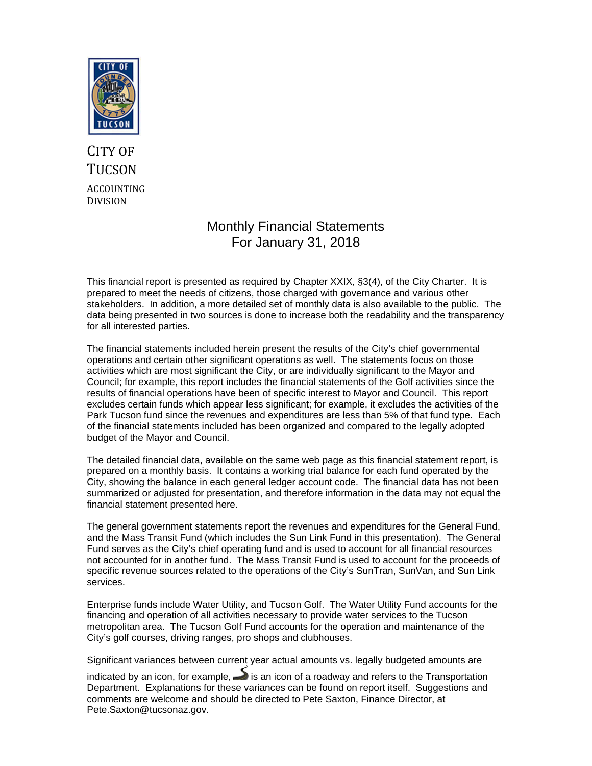CITY OF TUCSON

ACCOUNTING DIVISION

# Monthly Financial Statements
# For January 31, 2018

This financial report is presented as required by Chapter XXIX, §3(4), of the City Charter. It is prepared to meet the needs of citizens, those charged with governance and various other stakeholders. In addition, a more detailed set of monthly data is also available to the public. The data being presented in two sources is done to increase both the readability and the transparency for all interested parties.

The financial statements included herein present the results of the City's chief governmental operations and certain other significant operations as well. The statements focus on those activities which are most significant the City, or are individually significant to the Mayor and Council; for example, this report includes the financial statements of the Golf activities since the results of financial operations have been of specific interest to Mayor and Council. This report excludes certain funds which appear less significant; for example, it excludes the activities of the Park Tucson fund since the revenues and expenditures are less than 5% of that fund type. Each of the financial statements included has been organized and compared to the legally adopted budget of the Mayor and Council.

The detailed financial data, available on the same web page as this financial statement report, is prepared on a monthly basis. It contains a working trial balance for each fund operated by the City, showing the balance in each general ledger account code. The financial data has not been summarized or adjusted for presentation, and therefore information in the data may not equal the financial statement presented here.

The general government statements report the revenues and expenditures for the General Fund, and the Mass Transit Fund (which includes the Sun Link Fund in this presentation). The General Fund serves as the City's chief operating fund and is used to account for all financial resources not accounted for in another fund. The Mass Transit Fund is used to account for the proceeds of specific revenue sources related to the operations of the City's SunTran, SunVan, and Sun Link services.

Enterprise funds include Water Utility, and Tucson Golf. The Water Utility Fund accounts for the financing and operation of all activities necessary to provide water services to the Tucson metropolitan area. The Tucson Golf Fund accounts for the operation and maintenance of the City's golf courses, driving ranges, pro shops and clubhouses.

Significant variances between current year actual amounts vs. legally budgeted amounts are indicated by an icon, for example, is an icon of a roadway and refers to the Transportation Department. Explanations for these variances can be found on report itself. Suggestions and comments are welcome and should be directed to Pete Saxton, Finance Director, at Pete.Saxton@tucsonaz.gov.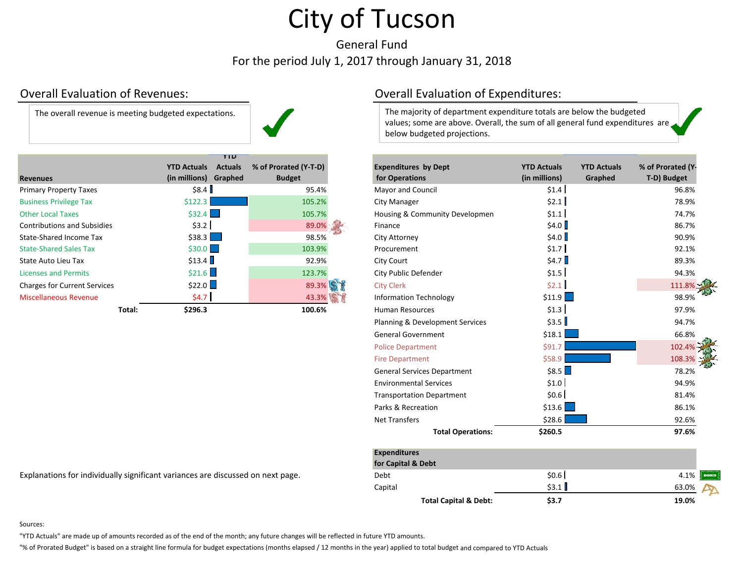# City of Tucson

General Fund

For the period July 1, 2017 through January 31, 2018

## Overall Evaluation of Revenues:

The overall revenue is meeting budgeted expectations.

| Revenues | YTD Actuals (in millions) | YTD Actuals Graphed | % of Prorated (Y-T-D) Budget |
|---|---|---|---|
| Primary Property Taxes | $8.4 | | 95.4% |
| Business Privilege Tax | $122.3 | | 105.2% |
| Other Local Taxes | $32.4 | | 105.7% |
| Contributions and Subsidies | $3.2 | | 89.0% |
| State-Shared Income Tax | $38.3 | | 98.5% |
| State-Shared Sales Tax | $30.0 | | 103.9% |
| State Auto Lieu Tax | $13.4 | | 92.9% |
| Licenses and Permits | $21.6 | | 123.7% |
| Charges for Current Services | $22.0 | | 89.3% |
| Miscellaneous Revenue | $4.7 | | 43.3% |
| **Total:** | **$296.3** | | **100.6%** |

Explanations for individually significant variances are discussed on next page.

## Overall Evaluation of Expenditures:

The majority of department expenditure totals are below the budgeted values; some are above. Overall, the sum of all general fund expenditures are below budgeted projections.

| Expenditures by Dept for Operations | YTD Actuals (in millions) | YTD Actuals Graphed | % of Prorated (Y-T-D) Budget |
|---|---|---|---|
| Mayor and Council | $1.4 | | 96.8% |
| City Manager | $2.1 | | 78.9% |
| Housing & Community Developmen | $1.1 | | 74.7% |
| Finance | $4.0 | | 86.7% |
| City Attorney | $4.0 | | 90.9% |
| Procurement | $1.7 | | 92.1% |
| City Court | $4.7 | | 89.3% |
| City Public Defender | $1.5 | | 94.3% |
| City Clerk | $2.1 | | 111.8% |
| Information Technology | $11.9 | | 98.9% |
| Human Resources | $1.3 | | 97.9% |
| Planning & Development Services | $3.5 | | 94.7% |
| General Government | $18.1 | | 66.8% |
| Police Department | $91.7 | | 102.4% |
| Fire Department | $58.9 | | 108.3% |
| General Services Department | $8.5 | | 78.2% |
| Environmental Services | $1.0 | | 94.9% |
| Transportation Department | $0.6 | | 81.4% |
| Parks & Recreation | $13.6 | | 86.1% |
| Net Transfers | $28.6 | | 92.6% |
| **Total Operations:** | **$260.5** | | **97.6%** |

| Expenditures for Capital & Debt | YTD Actuals (in millions) | YTD Actuals Graphed | % of Prorated (Y-T-D) Budget |
|---|---|---|---|
| Debt | $0.6 | | 4.1% |
| Capital | $3.1 | | 63.0% |
| **Total Capital & Debt:** | **$3.7** | | **19.0%** |

Sources:

"YTD Actuals" are made up of amounts recorded as of the end of the month; any future changes will be reflected in future YTD amounts.

"% of Prorated Budget" is based on a straight line formula for budget expectations (months elapsed / 12 months in the year) applied to total budget and compared to YTD Actuals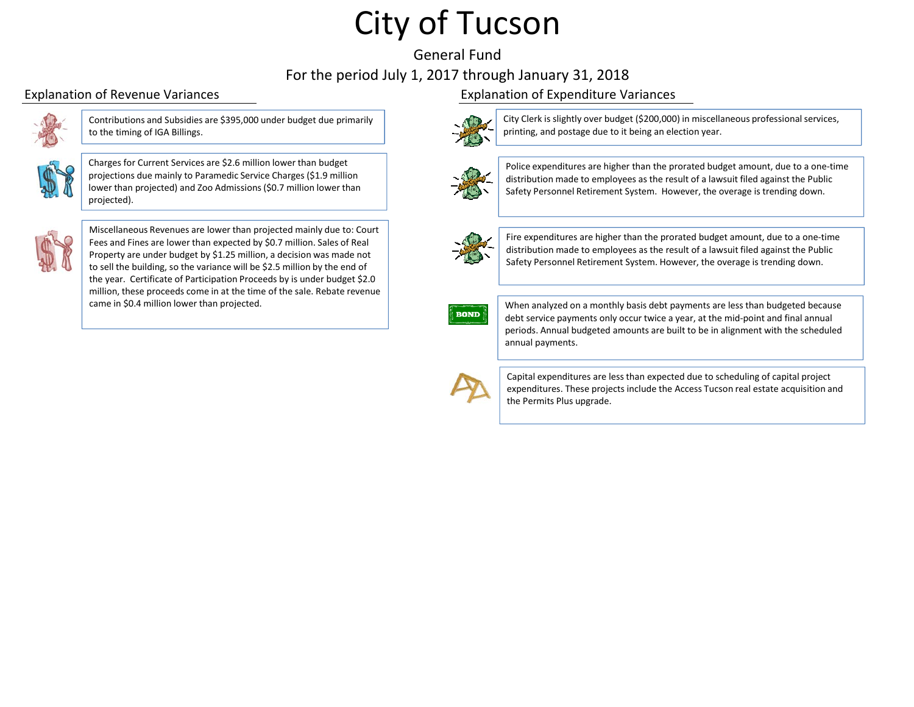# City of Tucson

General Fund

For the period July 1, 2017 through January 31, 2018

## Explanation of Revenue Variances

Contributions and Subsidies are $395,000 under budget due primarily to the timing of IGA Billings.

Charges for Current Services are $2.6 million lower than budget projections due mainly to Paramedic Service Charges ($1.9 million lower than projected) and Zoo Admissions ($0.7 million lower than projected).

Miscellaneous Revenues are lower than projected mainly due to: Court Fees and Fines are lower than expected by $0.7 million. Sales of Real Property are under budget by $1.25 million, a decision was made not to sell the building, so the variance will be $2.5 million by the end of the year. Certificate of Participation Proceeds by is under budget $2.0 million, these proceeds come in at the time of the sale. Rebate revenue came in $0.4 million lower than projected.

## Explanation of Expenditure Variances

City Clerk is slightly over budget ($200,000) in miscellaneous professional services, printing, and postage due to it being an election year.

Police expenditures are higher than the prorated budget amount, due to a one-time distribution made to employees as the result of a lawsuit filed against the Public Safety Personnel Retirement System. However, the overage is trending down.

Fire expenditures are higher than the prorated budget amount, due to a one-time distribution made to employees as the result of a lawsuit filed against the Public Safety Personnel Retirement System. However, the overage is trending down.

When analyzed on a monthly basis debt payments are less than budgeted because debt service payments only occur twice a year, at the mid-point and final annual periods. Annual budgeted amounts are built to be in alignment with the scheduled annual payments.

Capital expenditures are less than expected due to scheduling of capital project expenditures. These projects include the Access Tucson real estate acquisition and the Permits Plus upgrade.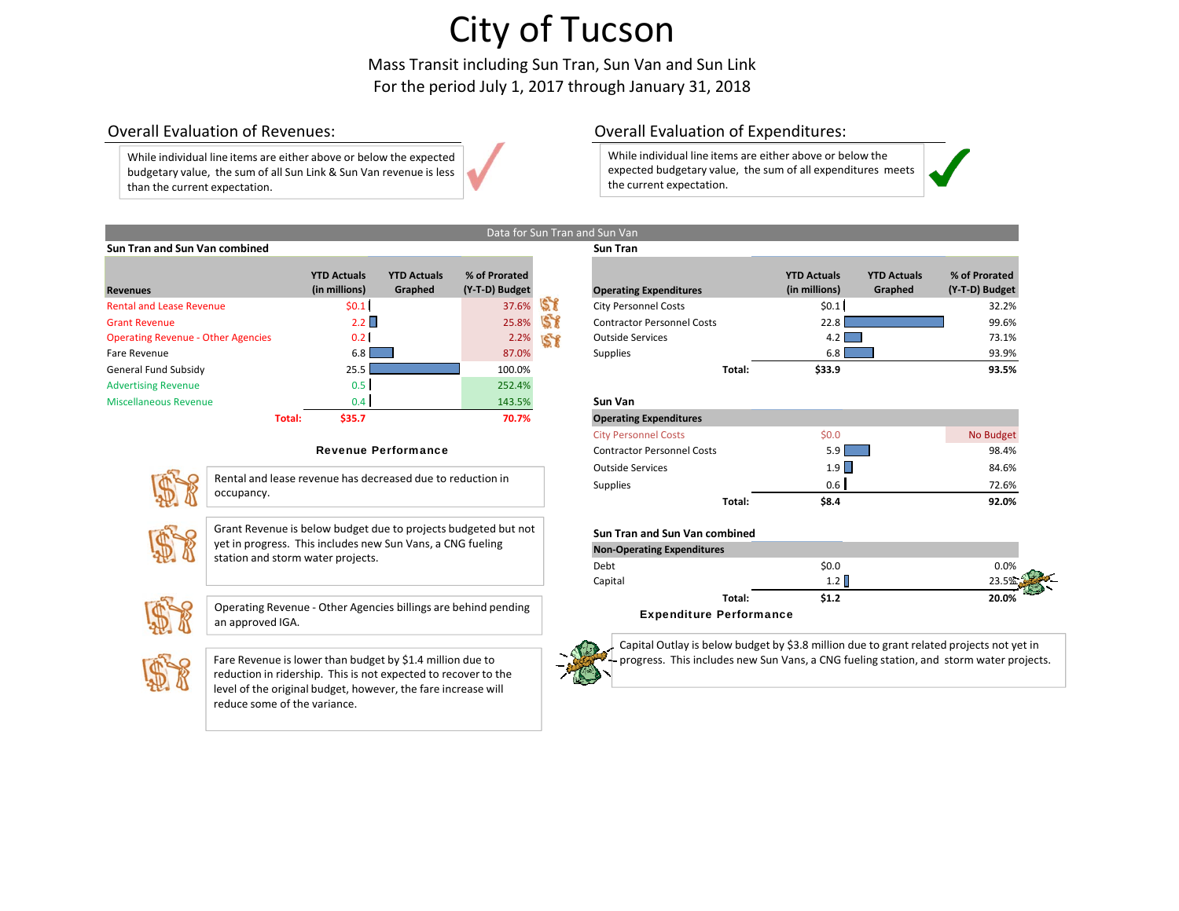# City of Tucson

Mass Transit including Sun Tran, Sun Van and Sun Link
For the period July 1, 2017 through January 31, 2018

## Overall Evaluation of Revenues:

While individual line items are either above or below the expected budgetary value, the sum of all Sun Link & Sun Van revenue is less than the current expectation.

## Overall Evaluation of Expenditures:

While individual line items are either above or below the expected budgetary value, the sum of all expenditures meets the current expectation.

### Data for Sun Tran and Sun Van

**Sun Tran and Sun Van combined**

| Revenues | YTD Actuals (in millions) | YTD Actuals Graphed | % of Prorated (Y-T-D) Budget |
|---|---|---|---|
| Rental and Lease Revenue | $0.1 | | 37.6% |
| Grant Revenue | 2.2 | | 25.8% |
| Operating Revenue - Other Agencies | 0.2 | | 2.2% |
| Fare Revenue | 6.8 | | 87.0% |
| General Fund Subsidy | 25.5 | | 100.0% |
| Advertising Revenue | 0.5 | | 252.4% |
| Miscellaneous Revenue | 0.4 | | 143.5% |
| **Total:** | **$35.7** | | **70.7%** |

**Sun Tran**

| Operating Expenditures | YTD Actuals (in millions) | YTD Actuals Graphed | % of Prorated (Y-T-D) Budget |
|---|---|---|---|
| City Personnel Costs | $0.1 | | 32.2% |
| Contractor Personnel Costs | 22.8 | | 99.6% |
| Outside Services | 4.2 | | 73.1% |
| Supplies | 6.8 | | 93.9% |
| **Total:** | **$33.9** | | **93.5%** |

**Sun Van**

| Operating Expenditures | YTD Actuals (in millions) | YTD Actuals Graphed | % of Prorated (Y-T-D) Budget |
|---|---|---|---|
| City Personnel Costs | $0.0 | | No Budget |
| Contractor Personnel Costs | 5.9 | | 98.4% |
| Outside Services | 1.9 | | 84.6% |
| Supplies | 0.6 | | 72.6% |
| **Total:** | **$8.4** | | **92.0%** |

**Sun Tran and Sun Van combined**

| Non-Operating Expenditures | YTD Actuals (in millions) | YTD Actuals Graphed | % of Prorated (Y-T-D) Budget |
|---|---|---|---|
| Debt | $0.0 | | 0.0% |
| Capital | 1.2 | | 23.5% |
| **Total:** | **$1.2** | | **20.0%** |

### Revenue Performance

Rental and lease revenue has decreased due to reduction in occupancy.

Grant Revenue is below budget due to projects budgeted but not yet in progress. This includes new Sun Vans, a CNG fueling station and storm water projects.

Operating Revenue - Other Agencies billings are behind pending an approved IGA.

Fare Revenue is lower than budget by $1.4 million due to reduction in ridership. This is not expected to recover to the level of the original budget, however, the fare increase will reduce some of the variance.

### Expenditure Performance

Capital Outlay is below budget by $3.8 million due to grant related projects not yet in progress. This includes new Sun Vans, a CNG fueling station, and storm water projects.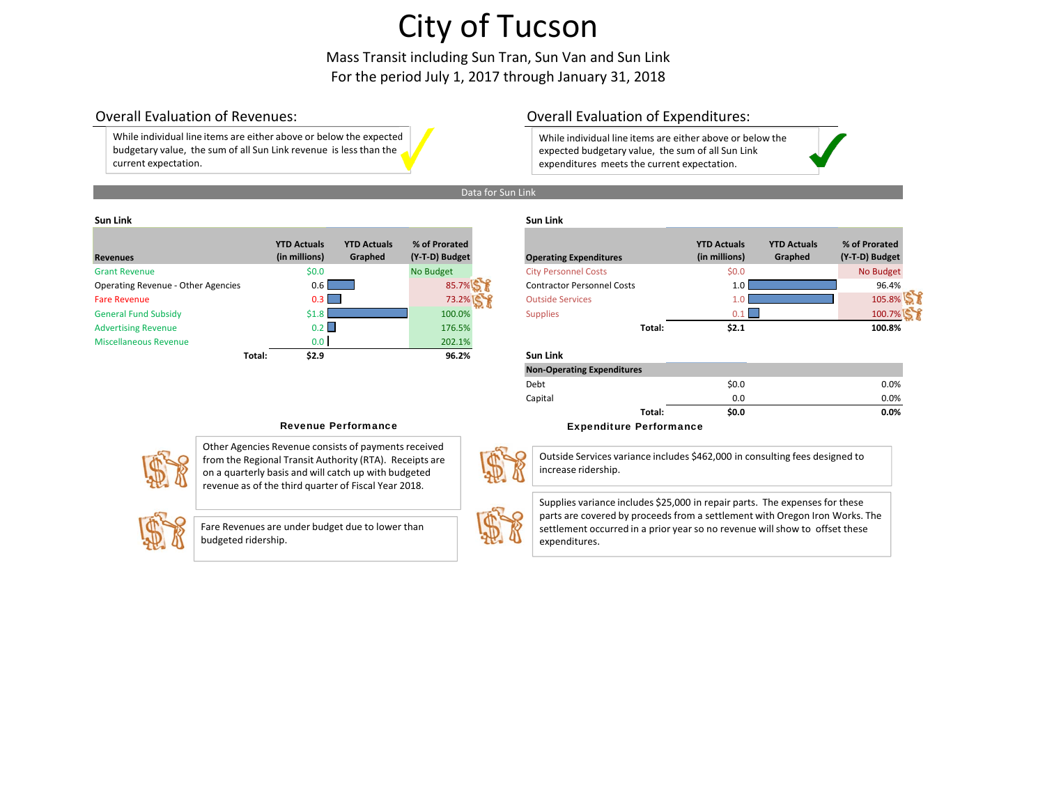# City of Tucson

Mass Transit including Sun Tran, Sun Van and Sun Link
For the period July 1, 2017 through January 31, 2018

## Overall Evaluation of Revenues:

While individual line items are either above or below the expected budgetary value, the sum of all Sun Link revenue is less than the current expectation.

## Overall Evaluation of Expenditures:

While individual line items are either above or below the expected budgetary value, the sum of all Sun Link expenditures meets the current expectation.

**Data for Sun Link**

### Sun Link

| Revenues | YTD Actuals (in millions) | YTD Actuals Graphed | % of Prorated (Y-T-D) Budget |
|---|---|---|---|
| Grant Revenue | $0.0 | | No Budget |
| Operating Revenue - Other Agencies | 0.6 | | 85.7% |
| Fare Revenue | 0.3 | | 73.2% |
| General Fund Subsidy | $1.8 | | 100.0% |
| Advertising Revenue | 0.2 | | 176.5% |
| Miscellaneous Revenue | 0.0 | | 202.1% |
| **Total:** | **$2.9** | | **96.2%** |

### Sun Link

| Operating Expenditures | YTD Actuals (in millions) | YTD Actuals Graphed | % of Prorated (Y-T-D) Budget |
|---|---|---|---|
| City Personnel Costs | $0.0 | | No Budget |
| Contractor Personnel Costs | 1.0 | | 96.4% |
| Outside Services | 1.0 | | 105.8% |
| Supplies | 0.1 | | 100.7% |
| **Total:** | **$2.1** | | **100.8%** |

### Sun Link

| Non-Operating Expenditures | | |
|---|---|---|
| Debt | $0.0 | 0.0% |
| Capital | 0.0 | 0.0% |
| **Total:** | **$0.0** | **0.0%** |

### Revenue Performance

Other Agencies Revenue consists of payments received from the Regional Transit Authority (RTA). Receipts are on a quarterly basis and will catch up with budgeted revenue as of the third quarter of Fiscal Year 2018.

Fare Revenues are under budget due to lower than budgeted ridership.

### Expenditure Performance

Outside Services variance includes $462,000 in consulting fees designed to increase ridership.

Supplies variance includes $25,000 in repair parts. The expenses for these parts are covered by proceeds from a settlement with Oregon Iron Works. The settlement occurred in a prior year so no revenue will show to offset these expenditures.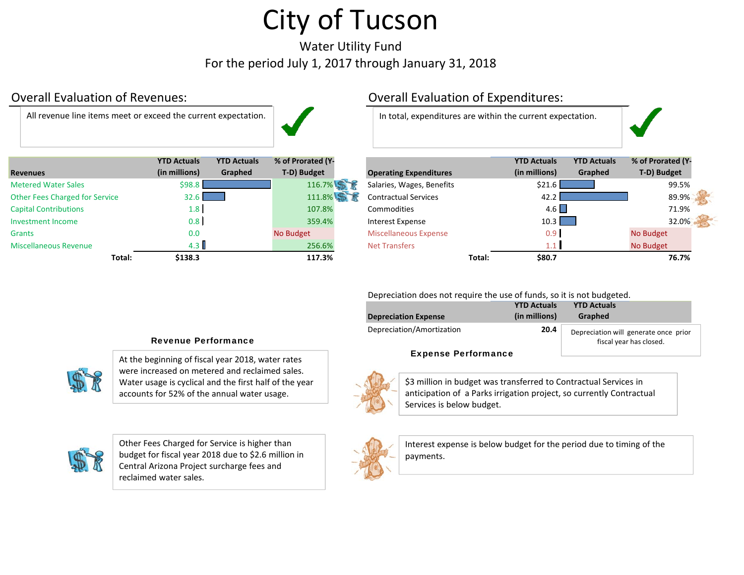# City of Tucson

Water Utility Fund

For the period July 1, 2017 through January 31, 2018

## Overall Evaluation of Revenues:

All revenue line items meet or exceed the current expectation.

## Overall Evaluation of Expenditures:

In total, expenditures are within the current expectation.

| Revenues | YTD Actuals (in millions) | YTD Actuals Graphed | % of Prorated (Y-T-D) Budget |
|---|---|---|---|
| Metered Water Sales | $98.8 | | 116.7% |
| Other Fees Charged for Service | 32.6 | | 111.8% |
| Capital Contributions | 1.8 | | 107.8% |
| Investment Income | 0.8 | | 359.4% |
| Grants | 0.0 | | No Budget |
| Miscellaneous Revenue | 4.3 | | 256.6% |
| **Total:** | **$138.3** | | **117.3%** |

| Operating Expenditures | YTD Actuals (in millions) | YTD Actuals Graphed | % of Prorated (Y-T-D) Budget |
|---|---|---|---|
| Salaries, Wages, Benefits | $21.6 | | 99.5% |
| Contractual Services | 42.2 | | 89.9% |
| Commodities | 4.6 | | 71.9% |
| Interest Expense | 10.3 | | 32.0% |
| Miscellaneous Expense | 0.9 | | No Budget |
| Net Transfers | 1.1 | | No Budget |
| **Total:** | **$80.7** | | **76.7%** |

Depreciation does not require the use of funds, so it is not budgeted.

| Depreciation Expense | YTD Actuals (in millions) | YTD Actuals Graphed |
|---|---|---|
| Depreciation/Amortization | **20.4** | Depreciation will generate once prior fiscal year has closed. |

### Revenue Performance

At the beginning of fiscal year 2018, water rates were increased on metered and reclaimed sales. Water usage is cyclical and the first half of the year accounts for 52% of the annual water usage.

Other Fees Charged for Service is higher than budget for fiscal year 2018 due to $2.6 million in Central Arizona Project surcharge fees and reclaimed water sales.

### Expense Performance

$3 million in budget was transferred to Contractual Services in anticipation of a Parks irrigation project, so currently Contractual Services is below budget.

Interest expense is below budget for the period due to timing of the payments.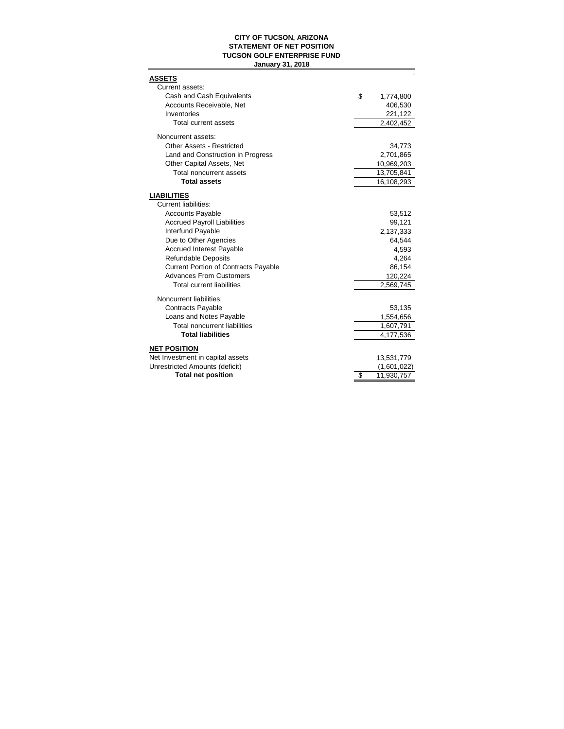**CITY OF TUCSON, ARIZONA**
**STATEMENT OF NET POSITION**
**TUCSON GOLF ENTERPRISE FUND**
**January 31, 2018**

| | |
|---|---|
| **ASSETS** | |
| Current assets: | |
| Cash and Cash Equivalents | $ 1,774,800 |
| Accounts Receivable, Net | 406,530 |
| Inventories | 221,122 |
| Total current assets | 2,402,452 |
| Noncurrent assets: | |
| Other Assets - Restricted | 34,773 |
| Land and Construction in Progress | 2,701,865 |
| Other Capital Assets, Net | 10,969,203 |
| Total noncurrent assets | 13,705,841 |
| **Total assets** | 16,108,293 |
| **LIABILITIES** | |
| Current liabilities: | |
| Accounts Payable | 53,512 |
| Accrued Payroll Liabilities | 99,121 |
| Interfund Payable | 2,137,333 |
| Due to Other Agencies | 64,544 |
| Accrued Interest Payable | 4,593 |
| Refundable Deposits | 4,264 |
| Current Portion of Contracts Payable | 86,154 |
| Advances From Customers | 120,224 |
| Total current liabilities | 2,569,745 |
| Noncurrent liabilities: | |
| Contracts Payable | 53,135 |
| Loans and Notes Payable | 1,554,656 |
| Total noncurrent liabilities | 1,607,791 |
| **Total liabilities** | 4,177,536 |
| **NET POSITION** | |
| Net Investment in capital assets | 13,531,779 |
| Unrestricted Amounts (deficit) | (1,601,022) |
| **Total net position** | $ 11,930,757 |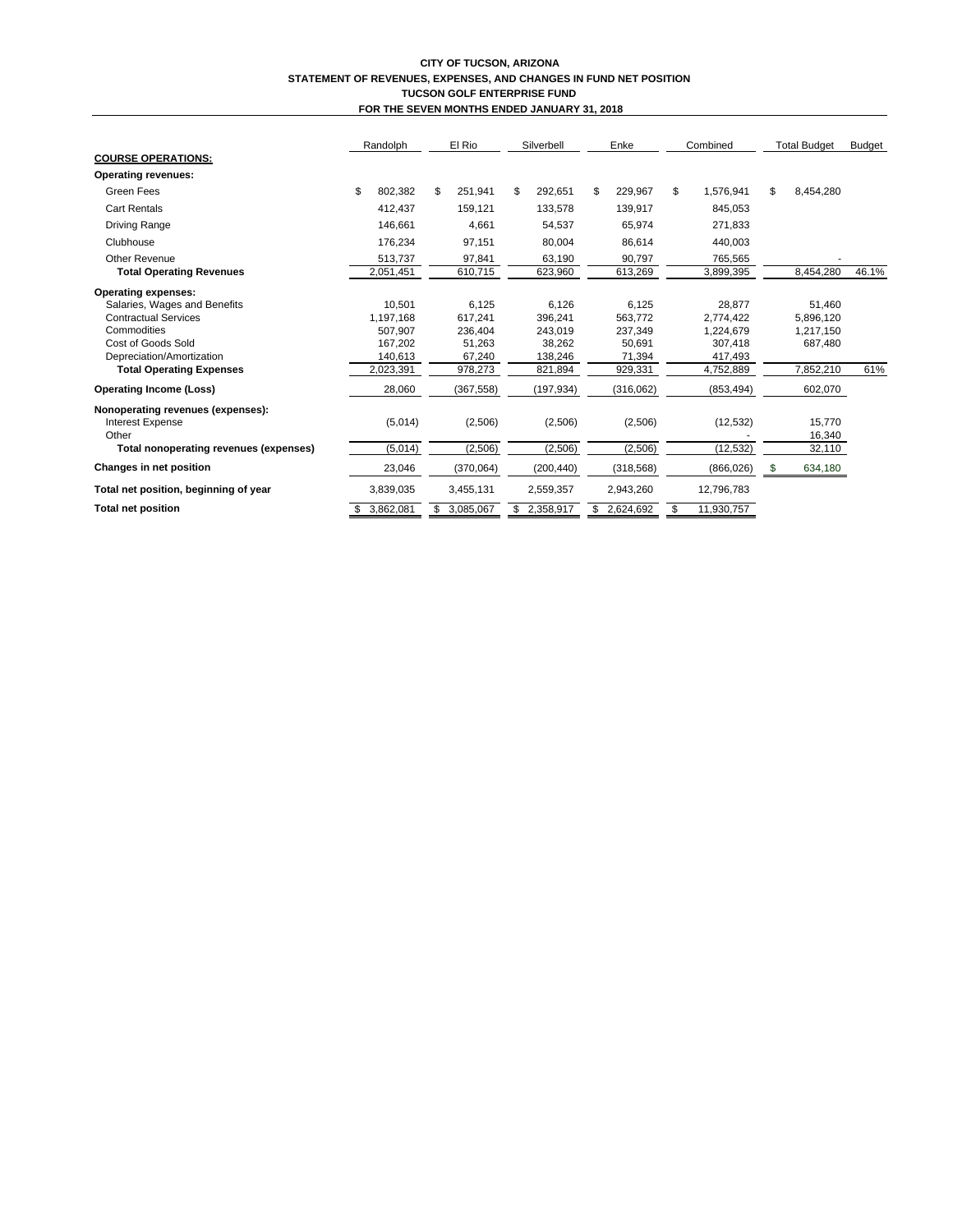**CITY OF TUCSON, ARIZONA**
**STATEMENT OF REVENUES, EXPENSES, AND CHANGES IN FUND NET POSITION**
**TUCSON GOLF ENTERPRISE FUND**
**FOR THE SEVEN MONTHS ENDED JANUARY 31, 2018**

| | Randolph | El Rio | Silverbell | Enke | Combined | Total Budget | Budget |
|---|---|---|---|---|---|---|---|
| **COURSE OPERATIONS:** | | | | | | | |
| **Operating revenues:** | | | | | | | |
| Green Fees | $ 802,382 | $ 251,941 | $ 292,651 | $ 229,967 | $ 1,576,941 | $ 8,454,280 | |
| Cart Rentals | 412,437 | 159,121 | 133,578 | 139,917 | 845,053 | | |
| Driving Range | 146,661 | 4,661 | 54,537 | 65,974 | 271,833 | | |
| Clubhouse | 176,234 | 97,151 | 80,004 | 86,614 | 440,003 | | |
| Other Revenue | 513,737 | 97,841 | 63,190 | 90,797 | 765,565 | - | |
| **Total Operating Revenues** | 2,051,451 | 610,715 | 623,960 | 613,269 | 3,899,395 | 8,454,280 | 46.1% |
| **Operating expenses:** | | | | | | | |
| Salaries, Wages and Benefits | 10,501 | 6,125 | 6,126 | 6,125 | 28,877 | 51,460 | |
| Contractual Services | 1,197,168 | 617,241 | 396,241 | 563,772 | 2,774,422 | 5,896,120 | |
| Commodities | 507,907 | 236,404 | 243,019 | 237,349 | 1,224,679 | 1,217,150 | |
| Cost of Goods Sold | 167,202 | 51,263 | 38,262 | 50,691 | 307,418 | 687,480 | |
| Depreciation/Amortization | 140,613 | 67,240 | 138,246 | 71,394 | 417,493 | | |
| **Total Operating Expenses** | 2,023,391 | 978,273 | 821,894 | 929,331 | 4,752,889 | 7,852,210 | 61% |
| **Operating Income (Loss)** | 28,060 | (367,558) | (197,934) | (316,062) | (853,494) | 602,070 | |
| **Nonoperating revenues (expenses):** | | | | | | | |
| Interest Expense | (5,014) | (2,506) | (2,506) | (2,506) | (12,532) | 15,770 | |
| Other | | | | | - | 16,340 | |
| **Total nonoperating revenues (expenses)** | (5,014) | (2,506) | (2,506) | (2,506) | (12,532) | 32,110 | |
| **Changes in net position** | 23,046 | (370,064) | (200,440) | (318,568) | (866,026) | $ 634,180 | |
| **Total net position, beginning of year** | 3,839,035 | 3,455,131 | 2,559,357 | 2,943,260 | 12,796,783 | | |
| **Total net position** | $ 3,862,081 | $ 3,085,067 | $ 2,358,917 | $ 2,624,692 | $ 11,930,757 | | |